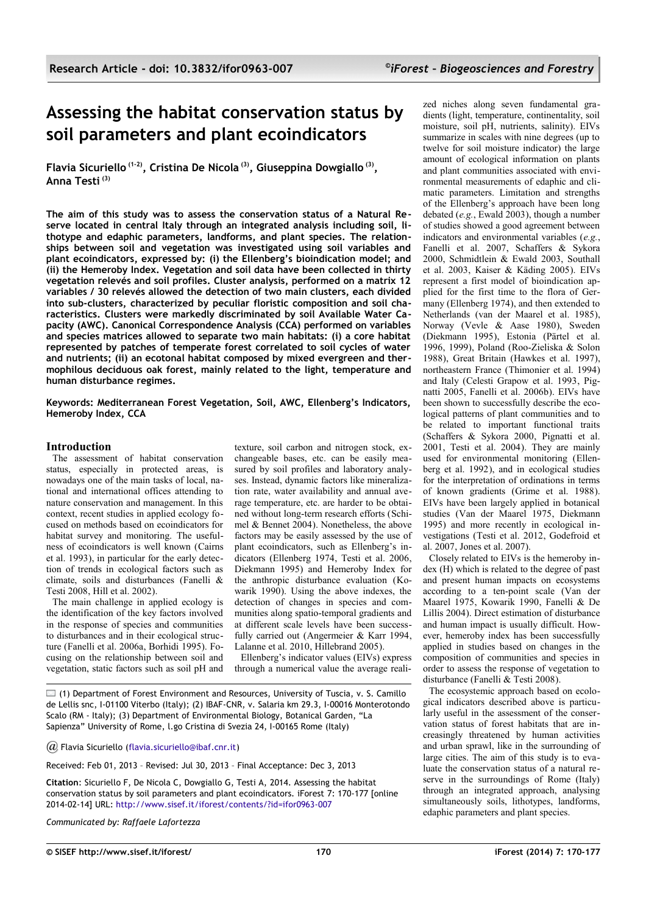# Assessing the habitat conservation status by soil parameters and plant ecoindicators

**Flavia Sicuriello [1-2], Cristina De Nicola [3], Giuseppina Dowgiallo [3], Anna Testi [3]**

**The aim of this study was to assess the conservation status of a Natural Reserve located in central Italy through an integrated analysis including soil, lithotype and edaphic parameters, landforms, and plant species. The relationships between soil and vegetation was investigated using soil variables and plant ecoindicators, expressed by: (i) the Ellenberg's bioindication model; and (ii) the Hemeroby Index. Vegetation and soil data have been collected in thirty vegetation relevés and soil profiles. Cluster analysis, performed on a matrix 12 variables / 30 relevés allowed the detection of two main clusters, each divided into sub-clusters, characterized by peculiar floristic composition and soil characteristics. Clusters were markedly discriminated by soil Available Water Capacity (AWC). Canonical Correspondence Analysis (CCA) performed on variables and species matrices allowed to separate two main habitats: (i) a core habitat represented by patches of temperate forest correlated to soil cycles of water and nutrients; (ii) an ecotonal habitat composed by mixed evergreen and thermophilous deciduous oak forest, mainly related to the light, temperature and human disturbance regimes.**

**Keywords: Mediterranean Forest Vegetation, Soil, AWC, Ellenberg's Indicators, Hemeroby Index, CCA**

## Introduction

The assessment of habitat conservation status, especially in protected areas, is nowadays one of the main tasks of local, national and international offices attending to nature conservation and management. In this context, recent studies in applied ecology focused on methods based on ecoindicators for habitat survey and monitoring. The usefulness of ecoindicators is well known (Cairns et al. 1993), in particular for the early detection of trends in ecological factors such as climate, soils and disturbances (Fanelli & Testi 2008, Hill et al. 2002).

The main challenge in applied ecology is the identification of the key factors involved in the response of species and communities to disturbances and in their ecological structure (Fanelli et al. 2006a, Borhidi 1995). Focusing on the relationship between soil and vegetation, static factors such as soil pH and texture, soil carbon and nitrogen stock, exchangeable bases, etc. can be easily measured by soil profiles and laboratory analyses. Instead, dynamic factors like mineralization rate, water availability and annual average temperature, etc. are harder to be obtained without long-term research efforts (Schimel & Bennet 2004). Nonetheless, the above factors may be easily assessed by the use of plant ecoindicators, such as Ellenberg's indicators (Ellenberg 1974, Testi et al. 2006, Diekmann 1995) and Hemeroby Index for the anthropic disturbance evaluation (Kowarik 1990). Using the above indexes, the detection of changes in species and communities along spatio-temporal gradients and at different scale levels have been successfully carried out (Angermeier & Karr 1994, Lalanne et al. 2010, Hillebrand 2005).

Ellenberg's indicator values (EIVs) express through a numerical value the average realized niches along seven fundamental gradients (light, temperature, continentality, soil moisture, soil pH, nutrients, salinity). EIVs summarize in scales with nine degrees (up to twelve for soil moisture indicator) the large amount of ecological information on plants and plant communities associated with environmental measurements of edaphic and climatic parameters. Limitation and strengths of the Ellenberg's approach have been long debated (*e.g.*, Ewald 2003), though a number of studies showed a good agreement between indicators and environmental variables (*e.g.*, Fanelli et al. 2007, Schaffers & Sykora 2000, Schmidtlein & Ewald 2003, Southall et al. 2003, Kaiser & Käding 2005). EIVs represent a first model of bioindication applied for the first time to the flora of Germany (Ellenberg 1974), and then extended to Netherlands (van der Maarel et al. 1985), Norway (Vevle & Aase 1980), Sweden (Diekmann 1995), Estonia (Pärtel et al. 1996, 1999), Poland (Roo-Zieliska & Solon 1988), Great Britain (Hawkes et al. 1997), northeastern France (Thimonier et al. 1994) and Italy (Celesti Grapow et al. 1993, Pignatti 2005, Fanelli et al. 2006b). EIVs have been shown to successfully describe the ecological patterns of plant communities and to be related to important functional traits (Schaffers & Sykora 2000, Pignatti et al. 2001, Testi et al. 2004). They are mainly used for environmental monitoring (Ellenberg et al. 1992), and in ecological studies for the interpretation of ordinations in terms of known gradients (Grime et al. 1988). EIVs have been largely applied in botanical studies (Van der Maarel 1975, Diekmann 1995) and more recently in ecological investigations (Testi et al. 2012, Godefroid et al. 2007, Jones et al. 2007).

Closely related to EIVs is the hemeroby index (H) which is related to the degree of past and present human impacts on ecosystems according to a ten-point scale (Van der Maarel 1975, Kowarik 1990, Fanelli & De Lillis 2004). Direct estimation of disturbance and human impact is usually difficult. However, hemeroby index has been successfully applied in studies based on changes in the composition of communities and species in order to assess the response of vegetation to disturbance (Fanelli & Testi 2008).

The ecosystemic approach based on ecological indicators described above is particularly useful in the assessment of the conservation status of forest habitats that are increasingly threatened by human activities and urban sprawl, like in the surrounding of large cities. The aim of this study is to evaluate the conservation status of a natural reserve in the surroundings of Rome (Italy) through an integrated approach, analysing simultaneously soils, lithotypes, landforms, edaphic parameters and plant species.

(1) Department of Forest Environment and Resources, University of Tuscia, v. S. Camillo de Lellis snc, I-01100 Viterbo (Italy); (2) IBAF-CNR, v. Salaria km 29.3, I-00016 Monterotondo Scalo (RM - Italy); (3) Department of Environmental Biology, Botanical Garden, "La Sapienza" University of Rome, l.go Cristina di Svezia 24, I-00165 Rome (Italy)

@ Flavia Sicuriello (flavia.sicuriello@ibaf.cnr.it)

Received: Feb 01, 2013 – Revised: Jul 30, 2013 – Final Acceptance: Dec 3, 2013

**Citation**: Sicuriello F, De Nicola C, Dowgiallo G, Testi A, 2014. Assessing the habitat conservation status by soil parameters and plant ecoindicators. iForest 7: 170-177 [online 2014-02-14] URL: http://www.sisef.it/iforest/contents/?id=ifor0963-007

*Communicated by: Raffaele Lafortezza*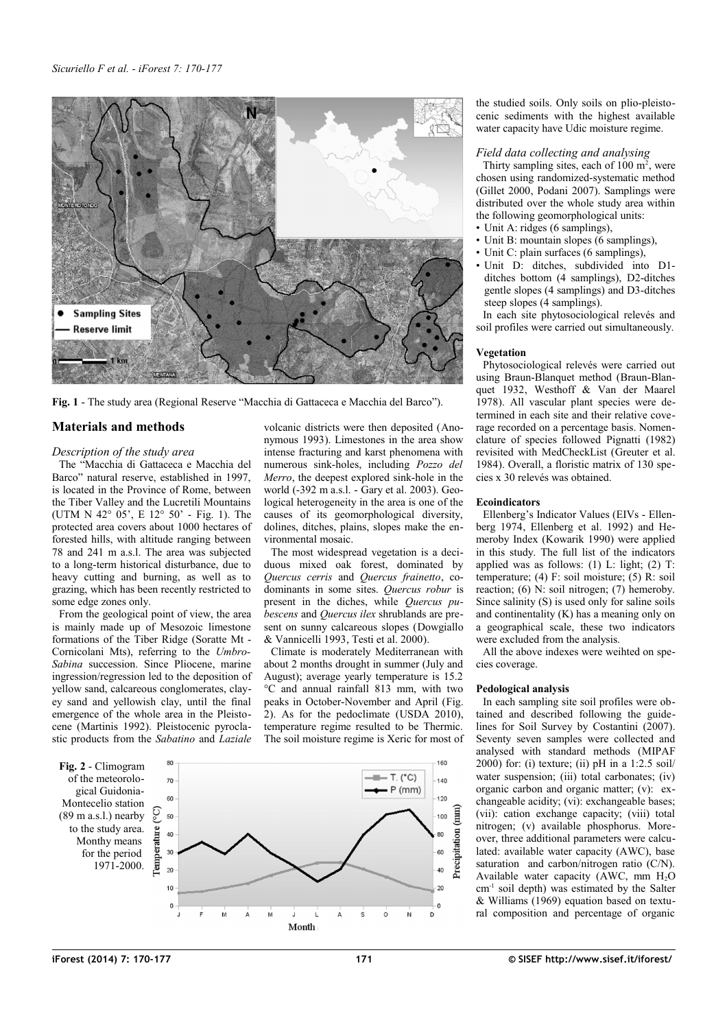Fig. 1 - The study area (Regional Reserve "Macchia di Gattaceca e Macchia del Barco").

## Materials and methods

### *Description of the study area*

The "Macchia di Gattaceca e Macchia del Barco" natural reserve, established in 1997, is located in the Province of Rome, between the Tiber Valley and the Lucretili Mountains (UTM N 42° 05', E 12° 50' - Fig. 1). The protected area covers about 1000 hectares of forested hills, with altitude ranging between 78 and 241 m a.s.l. The area was subjected to a long-term historical disturbance, due to heavy cutting and burning, as well as to grazing, which has been recently restricted to some edge zones only.

From the geological point of view, the area is mainly made up of Mesozoic limestone formations of the Tiber Ridge (Soratte Mt - Cornicolani Mts), referring to the *Umbro-Sabina* succession. Since Pliocene, marine ingression/regression led to the deposition of yellow sand, calcareous conglomerates, clayey sand and yellowish clay, until the final emergence of the whole area in the Pleistocene (Martinis 1992). Pleistocenic pyroclastic products from the *Sabatino* and *Laziale* volcanic districts were then deposited (Anonymous 1993). Limestones in the area show intense fracturing and karst phenomena with numerous sink-holes, including *Pozzo del Merro*, the deepest explored sink-hole in the world (-392 m a.s.l. - Gary et al. 2003). Geological heterogeneity in the area is one of the causes of its geomorphological diversity, dolines, ditches, plains, slopes make the environmental mosaic.

The most widespread vegetation is a deciduous mixed oak forest, dominated by *Quercus cerris* and *Quercus frainetto*, co-dominants in some sites. *Quercus robur* is present in the diches, while *Quercus pubescens* and *Quercus ilex* shrublands are present on sunny calcareous slopes (Dowgiallo & Vannicelli 1993, Testi et al. 2000).

Climate is moderately Mediterranean with about 2 months drought in summer (July and August); average yearly temperature is 15.2 °C and annual rainfall 813 mm, with two peaks in October-November and April (Fig. 2). As for the pedoclimate (USDA 2010), temperature regime resulted to be Thermic. The soil moisture regime is Xeric for most of the studied soils. Only soils on plio-pleistocenic sediments with the highest available water capacity have Udic moisture regime.

Fig. 2 - Climogram of the meteorological Guidonia-Montecelio station (89 m a.s.l.) nearby to the study area. Monthy means for the period 1971-2000.

### *Field data collecting and analysing*

Thirty sampling sites, each of 100 $m^2$, were chosen using randomized-systematic method (Gillet 2000, Podani 2007). Samplings were distributed over the whole study area within the following geomorphological units:

- Unit A: ridges (6 samplings),
- Unit B: mountain slopes (6 samplings),
- Unit C: plain surfaces (6 samplings),
- Unit D: ditches, subdivided into D1-ditches bottom (4 samplings), D2-ditches gentle slopes (4 samplings) and D3-ditches steep slopes (4 samplings).

In each site phytosociological relevés and soil profiles were carried out simultaneously.

#### Vegetation

Phytosociological relevés were carried out using Braun-Blanquet method (Braun-Blanquet 1932, Westhoff & Van der Maarel 1978). All vascular plant species were determined in each site and their relative coverage recorded on a percentage basis. Nomenclature of species followed Pignatti (1982) revisited with MedCheckList (Greuter et al. 1984). Overall, a floristic matrix of 130 species x 30 relevés was obtained.

#### Ecoindicators

Ellenberg's Indicator Values (EIVs - Ellenberg 1974, Ellenberg et al. 1992) and Hemeroby Index (Kowarik 1990) were applied in this study. The full list of the indicators applied was as follows: (1) L: light; (2) T: temperature; (4) F: soil moisture; (5) R: soil reaction; (6) N: soil nitrogen; (7) hemeroby. Since salinity (S) is used only for saline soils and continentality (K) has a meaning only on a geographical scale, these two indicators were excluded from the analysis.

All the above indexes were weihted on species coverage.

#### Pedological analysis

In each sampling site soil profiles were obtained and described following the guidelines for Soil Survey by Costantini (2007). Seventy seven samples were collected and analysed with standard methods (MIPAF 2000) for: (i) texture; (ii) pH in a 1:2.5 soil/water suspension; (iii) total carbonates; (iv) organic carbon and organic matter; (v): exchangeable acidity; (vi): exchangeable bases; (vii): cation exchange capacity; (viii) total nitrogen; (v) available phosphorus. Moreover, three additional parameters were calculated: available water capacity (AWC), base saturation and carbon/nitrogen ratio (C/N). Available water capacity (AWC, mm $H_2O$ $cm^{-1}$ soil depth) was estimated by the Salter & Williams (1969) equation based on textural composition and percentage of organic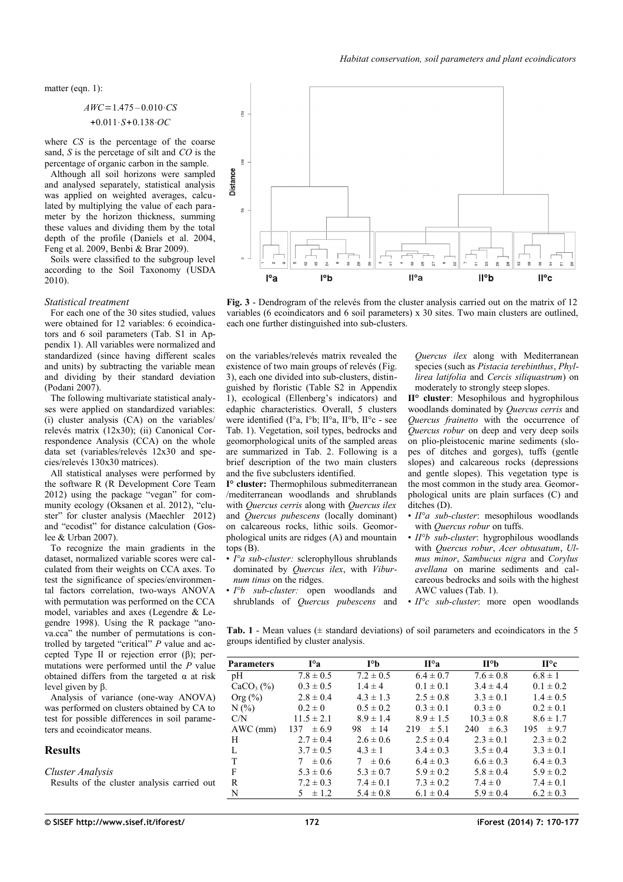matter (eqn. 1):

$$AWC = 1.475 - 0.010 \cdot CS + 0.011 \cdot S + 0.138 \cdot OC$$

where *CS* is the percentage of the coarse sand, *S* is the percetage of silt and *CO* is the percentage of organic carbon in the sample.

Although all soil horizons were sampled and analysed separately, statistical analysis was applied on weighted averages, calculated by multiplying the value of each parameter by the horizon thickness, summing these values and dividing them by the total depth of the profile (Daniels et al. 2004, Feng et al. 2009, Benbi & Brar 2009).

Soils were classified to the subgroup level according to the Soil Taxonomy (USDA 2010).

### Statistical treatment

For each one of the 30 sites studied, values were obtained for 12 variables: 6 ecoindicators and 6 soil parameters (Tab. S1 in Appendix 1). All variables were normalized and standardized (since having different scales and units) by subtracting the variable mean and dividing by their standard deviation (Podani 2007).

The following multivariate statistical analyses were applied on standardized variables: (i) cluster analysis (CA) on the variables/relevés matrix (12x30); (ii) Canonical Correspondence Analysis (CCA) on the whole data set (variables/relevés 12x30 and species/relevés 130x30 matrices).

All statistical analyses were performed by the software R (R Development Core Team 2012) using the package "vegan" for community ecology (Oksanen et al. 2012), "cluster" for cluster analysis (Maechler 2012) and "ecodist" for distance calculation (Goslee & Urban 2007).

To recognize the main gradients in the dataset, normalized variable scores were calculated from their weights on CCA axes. To test the significance of species/environmental factors correlation, two-ways ANOVA with permutation was performed on the CCA model, variables and axes (Legendre & Legendre 1998). Using the R package "anova.cca" the number of permutations is controlled by targeted "critical" *P* value and accepted Type II or rejection error (β); permutations were performed until the *P* value obtained differs from the targeted α at risk level given by β.

Analysis of variance (one-way ANOVA) was performed on clusters obtained by CA to test for possible differences in soil parameters and ecoindicator means.

## Results

### Cluster Analysis

Results of the cluster analysis carried out on the variables/relevés matrix revealed the existence of two main groups of relevés (Fig. 3), each one divided into sub-clusters, distinguished by floristic (Table S2 in Appendix 1), ecological (Ellenberg's indicators) and edaphic characteristics. Overall, 5 clusters were identified (I°a, I°b; II°a, II°b, II°c - see Tab. 1). Vegetation, soil types, bedrocks and geomorphological units of the sampled areas are summarized in Tab. 2. Following is a brief description of the two main clusters and the five subclusters identified.

**Fig. 3** - Dendrogram of the relevés from the cluster analysis carried out on the matrix of 12 variables (6 ecoindicators and 6 soil parameters) x 30 sites. Two main clusters are outlined, each one further distinguished into sub-clusters.

**I° cluster:** Thermophilous submediterranean /mediterranean woodlands and shrublands with *Quercus cerris* along with *Quercus ilex* and *Quercus pubescens* (locally dominant) on calcareous rocks, lithic soils. Geomorphological units are ridges (A) and mountain tops (B).

- *I°a sub-cluster:* sclerophyllous shrublands dominated by *Quercus ilex*, with *Viburnum tinus* on the ridges.
- *I°b sub-cluster:* open woodlands and shrublands of *Quercus pubescens* and *Quercus ilex* along with Mediterranean species (such as *Pistacia terebinthus*, *Phyllirea latifolia* and *Cercis siliquastrum*) on moderately to strongly steep slopes.

**II° cluster**: Mesophilous and hygrophilous woodlands dominated by *Quercus cerris* and *Quercus frainetto* with the occurrence of *Quercus robur* on deep and very deep soils on plio-pleistocenic marine sediments (slopes of ditches and gorges), tuffs (gentle slopes) and calcareous rocks (depressions and gentle slopes). This vegetation type is the most common in the study area. Geomorphological units are plain surfaces (C) and ditches (D).

- *II°a sub-cluster*: mesophilous woodlands with *Quercus robur* on tuffs.
- *II°b sub-cluster*: hygrophilous woodlands with *Quercus robur*, *Acer obtusatum*, *Ulmus minor*, *Sambucus nigra* and *Corylus avellana* on marine sediments and calcareous bedrocks and soils with the highest AWC values (Tab. 1).
- *II°c sub-cluster*: more open woodlands

**Tab. 1** - Mean values (± standard deviations) of soil parameters and ecoindicators in the 5 groups identified by cluster analysis.

| Parameters | I°a | I°b | II°a | II°b | II°c |
|---|---|---|---|---|---|
| pH | 7.8 ± 0.5 | 7.2 ± 0.5 | 6.4 ± 0.7 | 7.6 ± 0.8 | 6.8 ± 1 |
| $CaCO_3$ (%) | 0.3 ± 0.5 | 1.4 ± 4 | 0.1 ± 0.1 | 3.4 ± 4.4 | 0.1 ± 0.2 |
| Org (%) | 2.8 ± 0.4 | 4.3 ± 1.3 | 2.5 ± 0.8 | 3.3 ± 0.1 | 1.4 ± 0.5 |
| N (%) | 0.2 ± 0 | 0.5 ± 0.2 | 0.3 ± 0.1 | 0.3 ± 0 | 0.2 ± 0.1 |
| C/N | 11.5 ± 2.1 | 8.9 ± 1.4 | 8.9 ± 1.5 | 10.3 ± 0.8 | 8.6 ± 1.7 |
| AWC (mm) | 137 ± 6.9 | 98 ± 14 | 219 ± 5.1 | 240 ± 6.3 | 195 ± 9.7 |
| H | 2.7 ± 0.4 | 2.6 ± 0.6 | 2.5 ± 0.4 | 2.3 ± 0.1 | 2.3 ± 0.2 |
| L | 3.7 ± 0.5 | 4.3 ± 1 | 3.4 ± 0.3 | 3.5 ± 0.4 | 3.3 ± 0.1 |
| T | 7 ± 0.6 | 7 ± 0.6 | 6.4 ± 0.3 | 6.6 ± 0.3 | 6.4 ± 0.3 |
| F | 5.3 ± 0.6 | 5.3 ± 0.7 | 5.9 ± 0.2 | 5.8 ± 0.4 | 5.9 ± 0.2 |
| R | 7.2 ± 0.3 | 7.4 ± 0.1 | 7.3 ± 0.2 | 7.4 ± 0 | 7.4 ± 0.1 |
| N | 5 ± 1.2 | 5.4 ± 0.8 | 6.1 ± 0.4 | 5.9 ± 0.4 | 6.2 ± 0.3 |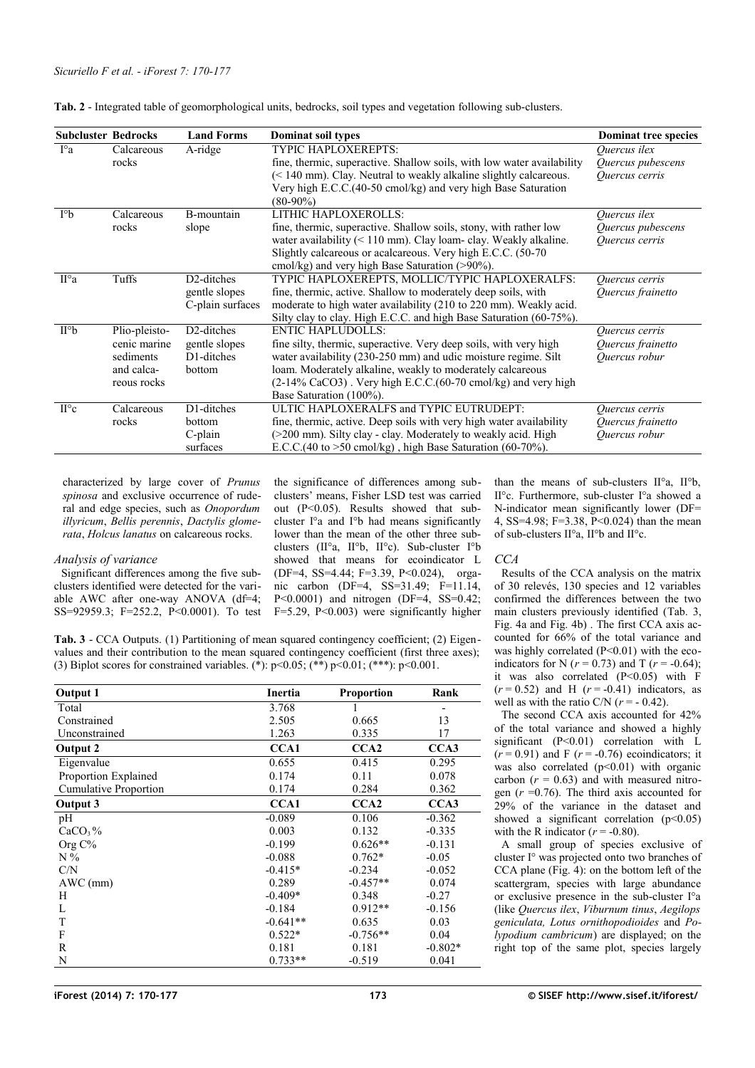**Tab. 2** - Integrated table of geomorphological units, bedrocks, soil types and vegetation following sub-clusters.

| Subcluster | Bedrocks | Land Forms | Dominat soil types | Dominat tree species |
|---|---|---|---|---|
| I°a | Calcareous rocks | A-ridge | TYPIC HAPLOXEREPTS: fine, thermic, superactive. Shallow soils, with low water availability (< 140 mm). Clay. Neutral to weakly alkaline slightly calcareous. Very high E.C.C.(40-50 cmol/kg) and very high Base Saturation (80-90%) | *Quercus ilex* *Quercus pubescens* *Quercus cerris* |
| I°b | Calcareous rocks | B-mountain slope | LITHIC HAPLOXEROLLS: fine, thermic, superactive. Shallow soils, stony, with rather low water availability (< 110 mm). Clay loam- clay. Weakly alkaline. Slightly calcareous or acalcareous. Very high E.C.C. (50-70 cmol/kg) and very high Base Saturation (>90%). | *Quercus ilex* *Quercus pubescens* *Quercus cerris* |
| II°a | Tuffs | D2-ditches gentle slopes C-plain surfaces | TYPIC HAPLOXEREPTS, MOLLIC/TYPIC HAPLOXERALFS: fine, thermic, active. Shallow to moderately deep soils, with moderate to high water availability (210 to 220 mm). Weakly acid. Silty clay to clay. High E.C.C. and high Base Saturation (60-75%). | *Quercus cerris* *Quercus frainetto* |
| II°b | Plio-pleistocenic marine sediments and calcareous rocks | D2-ditches gentle slopes D1-ditches bottom | ENTIC HAPLUDOLLS: fine silty, thermic, superactive. Very deep soils, with very high water availability (230-250 mm) and udic moisture regime. Silt loam. Moderately alkaline, weakly to moderately calcareous (2-14% $CaCO_3$) . Very high E.C.C.(60-70 cmol/kg) and very high Base Saturation (100%). | *Quercus cerris* *Quercus frainetto* *Quercus robur* |
| II°c | Calcareous rocks | D1-ditches bottom C-plain surfaces | ULTIC HAPLOXERALFS and TYPIC EUTRUDEPT: fine, thermic, active. Deep soils with very high water availability (>200 mm). Silty clay - clay. Moderately to weakly acid. High E.C.C.(40 to >50 cmol/kg) , high Base Saturation (60-70%). | *Quercus cerris* *Quercus frainetto* *Quercus robur* |

characterized by large cover of *Prunus spinosa* and exclusive occurrence of ruderal and edge species, such as *Onopordum illyricum*, *Bellis perennis*, *Dactylis glomerata*, *Holcus lanatus* on calcareous rocks.

### Analysis of variance

Significant differences among the five sub-clusters identified were detected for the variable AWC after one-way ANOVA (df=4; SS=92959.3; F=252.2, P<0.0001). To test the significance of differences among sub-clusters' means, Fisher LSD test was carried out (P<0.05). Results showed that sub-cluster I°a and I°b had means significantly lower than the mean of the other three sub-clusters (II°a, II°b, II°c). Sub-cluster I°b showed that means for ecoindicator L (DF=4, SS=4.44; F=3.39, P<0.024), organic carbon (DF=4, SS=31.49; F=11.14, P<0.0001) and nitrogen (DF=4, SS=0.42; F=5.29, P<0.003) were significantly higher than the means of sub-clusters II°a, II°b, II°c. Furthermore, sub-cluster I°a showed a N-indicator mean significantly lower (DF=4, SS=4.98; F=3.38, P<0.024) than the mean of sub-clusters II°a, II°b and II°c.

### CCA

Results of the CCA analysis on the matrix of 30 relevés, 130 species and 12 variables confirmed the differences between the two main clusters previously identified (Tab. 3, Fig. 4a and Fig. 4b) . The first CCA axis accounted for 66% of the total variance and was highly correlated (P<0.01) with the eco-indicators for N ($r$ = 0.73) and T ($r$ = -0.64); it was also correlated (P<0.05) with F ($r$ = 0.52) and H ($r$ = -0.41) indicators, as well as with the ratio C/N ($r$ = - 0.42).

The second CCA axis accounted for 42% of the total variance and showed a highly significant (P<0.01) correlation with L ($r$ = 0.91) and F ($r$ = -0.76) ecoindicators; it was also correlated (p<0.01) with organic carbon ($r$ = 0.63) and with measured nitrogen ($r$ =0.76). The third axis accounted for 29% of the variance in the dataset and showed a significant correlation (p<0.05) with the R indicator ($r$ = -0.80).

A small group of species exclusive of cluster I° was projected onto two branches of CCA plane (Fig. 4): on the bottom left of the scattergram, species with large abundance or exclusive presence in the sub-cluster I°a (like *Quercus ilex*, *Viburnum tinus*, *Aegilops geniculata*, *Lotus ornithopodioides* and *Polypodium cambricum*) are displayed; on the right top of the same plot, species largely

**Tab. 3** - CCA Outputs. (1) Partitioning of mean squared contingency coefficient; (2) Eigenvalues and their contribution to the mean squared contingency coefficient (first three axes); (3) Biplot scores for constrained variables. (*): p<0.05; (**) p<0.01; (***): p<0.001.

| Output 1 | Inertia | Proportion | Rank |
|---|---|---|---|
| Total | 3.768 | 1 | - |
| Constrained | 2.505 | 0.665 | 13 |
| Unconstrained | 1.263 | 0.335 | 17 |
| **Output 2** | **CCA1** | **CCA2** | **CCA3** |
| Eigenvalue | 0.655 | 0.415 | 0.295 |
| Proportion Explained | 0.174 | 0.11 | 0.078 |
| Cumulative Proportion | 0.174 | 0.284 | 0.362 |
| **Output 3** | **CCA1** | **CCA2** | **CCA3** |
| pH | -0.089 | 0.106 | -0.362 |
| $CaCO_3$% | 0.003 | 0.132 | -0.335 |
| Org C% | -0.199 | 0.626** | -0.131 |
| N % | -0.088 | 0.762* | -0.05 |
| C/N | -0.415* | -0.234 | -0.052 |
| AWC (mm) | 0.289 | -0.457** | 0.074 |
| H | -0.409* | 0.348 | -0.27 |
| L | -0.184 | 0.912** | -0.156 |
| T | -0.641** | 0.635 | 0.03 |
| F | 0.522* | -0.756** | 0.04 |
| R | 0.181 | 0.181 | -0.802* |
| N | 0.733** | -0.519 | 0.041 |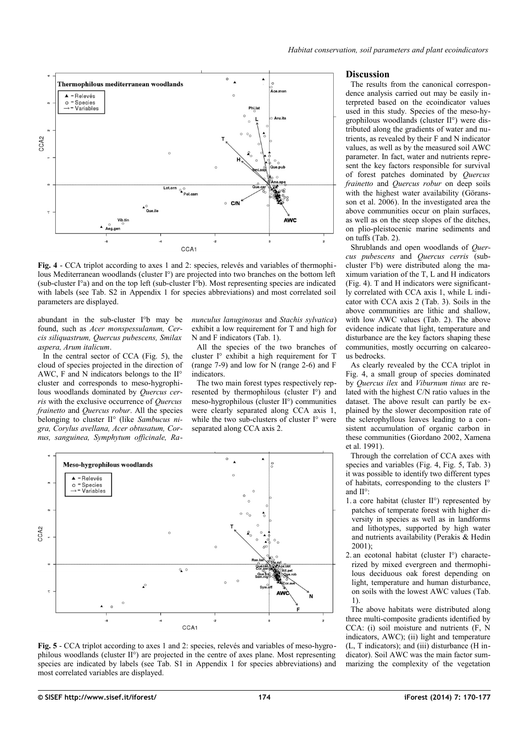**Fig. 4** - CCA triplot according to axes 1 and 2: species, relevés and variables of thermophilous Mediterranean woodlands (cluster I°) are projected into two branches on the bottom left (sub-cluster I°a) and on the top left (sub-cluster I°b). Most representing species are indicated with labels (see Tab. S2 in Appendix 1 for species abbreviations) and most correlated soil parameters are displayed.

abundant in the sub-cluster I°b may be found, such as *Acer monspessulanum, Cercis siliquastrum, Quercus pubescens, Smilax aspera, Arum italicum*.

In the central sector of CCA (Fig. 5), the cloud of species projected in the direction of AWC, F and N indicators belongs to the II° cluster and corresponds to meso-hygrophilous woodlands dominated by *Quercus cerris* with the exclusive occurrence of *Quercus frainetto* and *Quercus robur*. All the species belonging to cluster II° (like *Sambucus nigra, Corylus avellana, Acer obtusatum, Cornus, sanguinea, Symphytum officinale, Ranunculus lanuginosus* and *Stachis sylvatica*) exhibit a low requirement for T and high for N and F indicators (Tab. 1).

All the species of the two branches of cluster I° exhibit a high requirement for T (range 7-9) and low for N (range 2-6) and F indicators.

The two main forest types respectively represented by thermophilous (cluster I°) and meso-hygrophilous (cluster II°) communities were clearly separated along CCA axis 1, while the two sub-clusters of cluster I° were separated along CCA axis 2.

**Fig. 5** - CCA triplot according to axes 1 and 2: species, relevés and variables of meso-hygrophilous woodlands (cluster II°) are projected in the centre of axes plane. Most representing species are indicated by labels (see Tab. S1 in Appendix 1 for species abbreviations) and most correlated variables are displayed.

## Discussion

The results from the canonical correspondence analysis carried out may be easily interpreted based on the ecoindicator values used in this study. Species of the meso-hygrophilous woodlands (cluster II°) were distributed along the gradients of water and nutrients, as revealed by their F and N indicator values, as well as by the measured soil AWC parameter. In fact, water and nutrients represent the key factors responsible for survival of forest patches dominated by *Quercus frainetto* and *Quercus robur* on deep soils with the highest water availability (Göransson et al. 2006). In the investigated area the above communities occur on plain surfaces, as well as on the steep slopes of the ditches, on plio-pleistocenic marine sediments and on tuffs (Tab. 2).

Shrublands and open woodlands of *Quercus pubescens* and *Quercus cerris* (sub-cluster I°b) were distributed along the maximum variation of the T, L and H indicators (Fig. 4). T and H indicators were significantly correlated with CCA axis 1, while L indicator with CCA axis 2 (Tab. 3). Soils in the above communities are lithic and shallow, with low AWC values (Tab. 2). The above evidence indicate that light, temperature and disturbance are the key factors shaping these communities, mostly occurring on calcareous bedrocks.

As clearly revealed by the CCA triplot in Fig. 4, a small group of species dominated by *Quercus ilex* and *Viburnum tinus* are related with the highest C/N ratio values in the dataset. The above result can partly be explained by the slower decomposition rate of the sclerophyllous leaves leading to a consistent accumulation of organic carbon in these communities (Giordano 2002, Xamena et al. 1991).

Through the correlation of CCA axes with species and variables (Fig. 4, Fig. 5, Tab. 3) it was possible to identify two different types of habitats, corresponding to the clusters I° and II°:

1. a core habitat (cluster II°) represented by patches of temperate forest with higher diversity in species as well as in landforms and lithotypes, supported by high water and nutrients availability (Perakis & Hedin 2001);
2. an ecotonal habitat (cluster I°) characterized by mixed evergreen and thermophilous deciduous oak forest depending on light, temperature and human disturbance, on soils with the lowest AWC values (Tab. 1).

The above habitats were distributed along three multi-composite gradients identified by CCA: (i) soil moisture and nutrients (F, N indicators, AWC); (ii) light and temperature (L, T indicators); and (iii) disturbance (H indicator). Soil AWC was the main factor summarizing the complexity of the vegetation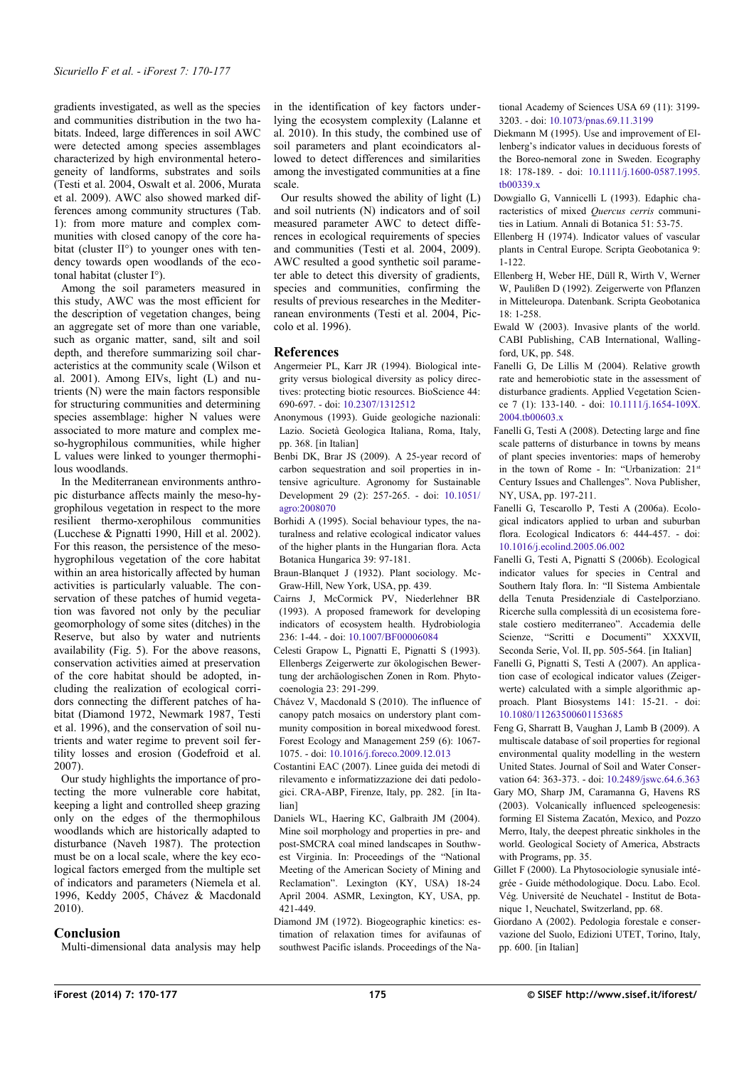gradients investigated, as well as the species and communities distribution in the two habitats. Indeed, large differences in soil AWC were detected among species assemblages characterized by high environmental heterogeneity of landforms, substrates and soils (Testi et al. 2004, Oswalt et al. 2006, Murata et al. 2009). AWC also showed marked differences among community structures (Tab. 1): from more mature and complex communities with closed canopy of the core habitat (cluster II°) to younger ones with tendency towards open woodlands of the ecotonal habitat (cluster I°).

Among the soil parameters measured in this study, AWC was the most efficient for the description of vegetation changes, being an aggregate set of more than one variable, such as organic matter, sand, silt and soil depth, and therefore summarizing soil characteristics at the community scale (Wilson et al. 2001). Among EIVs, light (L) and nutrients (N) were the main factors responsible for structuring communities and determining species assemblage: higher N values were associated to more mature and complex meso-hygrophilous communities, while higher L values were linked to younger thermophilous woodlands.

In the Mediterranean environments anthropic disturbance affects mainly the meso-hygrophilous vegetation in respect to the more resilient thermo-xerophilous communities (Lucchese & Pignatti 1990, Hill et al. 2002). For this reason, the persistence of the meso-hygrophilous vegetation of the core habitat within an area historically affected by human activities is particularly valuable. The conservation of these patches of humid vegetation was favored not only by the peculiar geomorphology of some sites (ditches) in the Reserve, but also by water and nutrients availability (Fig. 5). For the above reasons, conservation activities aimed at preservation of the core habitat should be adopted, including the realization of ecological corridors connecting the different patches of habitat (Diamond 1972, Newmark 1987, Testi et al. 1996), and the conservation of soil nutrients and water regime to prevent soil fertility losses and erosion (Godefroid et al. 2007).

Our study highlights the importance of protecting the more vulnerable core habitat, keeping a light and controlled sheep grazing only on the edges of the thermophilous woodlands which are historically adapted to disturbance (Naveh 1987). The protection must be on a local scale, where the key ecological factors emerged from the multiple set of indicators and parameters (Niemela et al. 1996, Keddy 2005, Chávez & Macdonald 2010).

## Conclusion

Multi-dimensional data analysis may help in the identification of key factors underlying the ecosystem complexity (Lalanne et al. 2010). In this study, the combined use of soil parameters and plant ecoindicators allowed to detect differences and similarities among the investigated communities at a fine scale.

Our results showed the ability of light (L) and soil nutrients (N) indicators and of soil measured parameter AWC to detect differences in ecological requirements of species and communities (Testi et al. 2004, 2009). AWC resulted a good synthetic soil parameter able to detect this diversity of gradients, species and communities, confirming the results of previous researches in the Mediterranean environments (Testi et al. 2004, Piccolo et al. 1996).

## References

Angermeier PL, Karr JR (1994). Biological integrity versus biological diversity as policy directives: protecting biotic resources. BioScience 44: 690-697. - doi: 10.2307/1312512

Anonymous (1993). Guide geologiche nazionali: Lazio. Società Geologica Italiana, Roma, Italy, pp. 368. [in Italian]

Benbi DK, Brar JS (2009). A 25-year record of carbon sequestration and soil properties in intensive agriculture. Agronomy for Sustainable Development 29 (2): 257-265. - doi: 10.1051/agro:2008070

Borhidi A (1995). Social behaviour types, the naturalness and relative ecological indicator values of the higher plants in the Hungarian flora. Acta Botanica Hungarica 39: 97-181.

Braun-Blanquet J (1932). Plant sociology. McGraw-Hill, New York, USA, pp. 439.

Cairns J, McCormick PV, Niederlehner BR (1993). A proposed framework for developing indicators of ecosystem health. Hydrobiologia 236: 1-44. - doi: 10.1007/BF00006084

Celesti Grapow L, Pignatti E, Pignatti S (1993). Ellenbergs Zeigerwerte zur ökologischen Bewertung der archäologischen Zonen in Rom. Phytocoenologia 23: 291-299.

Chávez V, Macdonald S (2010). The influence of canopy patch mosaics on understory plant community composition in boreal mixedwood forest. Forest Ecology and Management 259 (6): 1067-1075. - doi: 10.1016/j.foreco.2009.12.013

Costantini EAC (2007). Linee guida dei metodi di rilevamento e informatizzazione dei dati pedologici. CRA-ABP, Firenze, Italy, pp. 282. [in Italian]

Daniels WL, Haering KC, Galbraith JM (2004). Mine soil morphology and properties in pre- and post-SMCRA coal mined landscapes in Southwest Virginia. In: Proceedings of the "National Meeting of the American Society of Mining and Reclamation". Lexington (KY, USA) 18-24 April 2004. ASMR, Lexington, KY, USA, pp. 421-449.

Diamond JM (1972). Biogeographic kinetics: estimation of relaxation times for avifaunas of southwest Pacific islands. Proceedings of the National Academy of Sciences USA 69 (11): 3199-3203. - doi: 10.1073/pnas.69.11.3199

Diekmann M (1995). Use and improvement of Ellenberg's indicator values in deciduous forests of the Boreo-nemoral zone in Sweden. Ecography 18: 178-189. - doi: 10.1111/j.1600-0587.1995.tb00339.x

Dowgiallo G, Vannicelli L (1993). Edaphic characteristics of mixed *Quercus cerris* communities in Latium. Annali di Botanica 51: 53-75.

Ellenberg H (1974). Indicator values of vascular plants in Central Europe. Scripta Geobotanica 9: 1-122.

Ellenberg H, Weber HE, Düll R, Wirth V, Werner W, Paulißen D (1992). Zeigerwerte von Pflanzen in Mitteleuropa. Datenbank. Scripta Geobotanica 18: 1-258.

Ewald W (2003). Invasive plants of the world. CABI Publishing, CAB International, Wallingford, UK, pp. 548.

Fanelli G, De Lillis M (2004). Relative growth rate and hemerobiotic state in the assessment of disturbance gradients. Applied Vegetation Science 7 (1): 133-140. - doi: 10.1111/j.1654-109X.2004.tb00603.x

Fanelli G, Testi A (2008). Detecting large and fine scale patterns of disturbance in towns by means of plant species inventories: maps of hemeroby in the town of Rome - In: "Urbanization: 21st Century Issues and Challenges". Nova Publisher, NY, USA, pp. 197-211.

Fanelli G, Tescarollo P, Testi A (2006a). Ecological indicators applied to urban and suburban flora. Ecological Indicators 6: 444-457. - doi: 10.1016/j.ecolind.2005.06.002

Fanelli G, Testi A, Pignatti S (2006b). Ecological indicator values for species in Central and Southern Italy flora. In: "Il Sistema Ambientale della Tenuta Presidenziale di Castelporziano. Ricerche sulla complessità di un ecosistema forestale costiero mediterraneo". Accademia delle Scienze, "Scritti e Documenti" XXXVII, Seconda Serie, Vol. II, pp. 505-564. [in Italian]

Fanelli G, Pignatti S, Testi A (2007). An application case of ecological indicator values (Zeigerwerte) calculated with a simple algorithmic approach. Plant Biosystems 141: 15-21. - doi: 10.1080/11263500601153685

Feng G, Sharratt B, Vaughan J, Lamb B (2009). A multiscale database of soil properties for regional environmental quality modelling in the western United States. Journal of Soil and Water Conservation 64: 363-373. - doi: 10.2489/jswc.64.6.363

Gary MO, Sharp JM, Caramanna G, Havens RS (2003). Volcanically influenced speleogenesis: forming El Sistema Zacatón, Mexico, and Pozzo Merro, Italy, the deepest phreatic sinkholes in the world. Geological Society of America, Abstracts with Programs, pp. 35.

Gillet F (2000). La Phytosociologie synusiale intégrée - Guide méthodologique. Docu. Labo. Ecol. Vég. Université de Neuchatel - Institut de Botanique 1, Neuchatel, Switzerland, pp. 68.

Giordano A (2002). Pedologia forestale e conservazione del Suolo, Edizioni UTET, Torino, Italy, pp. 600. [in Italian]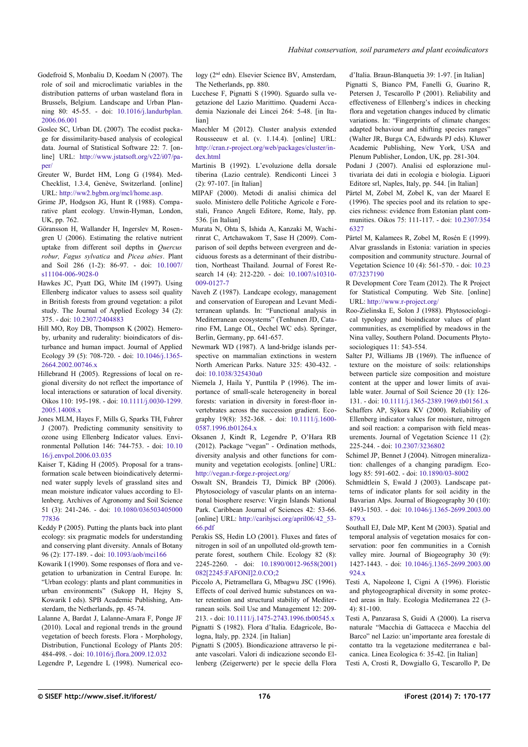Godefroid S, Monbaliu D, Koedam N (2007). The role of soil and microclimatic variables in the distribution patterns of urban wasteland flora in Brussels, Belgium. Landscape and Urban Planning 80: 45-55. - doi: 10.1016/j.landurbplan.2006.06.001

Goslee SC, Urban DL (2007). The ecodist package for dissimilarity-based analysis of ecological data. Journal of Statistical Software 22: 7. [online] URL: http://www.jstatsoft.org/v22/i07/paper/

Greuter W, Burdet HM, Long G (1984). Med-Checklist, 1.3.4, Genève, Switzerland. [online] URL: http://ww2.bgbm.org/mcl/home.asp.

Grime JP, Hodgson JG, Hunt R (1988). Comparative plant ecology. Unwin-Hyman, London, UK, pp. 762.

Göransson H, Wallander H, Ingerslev M, Rosengren U (2006). Estimating the relative nutrient uptake from different soil depths in *Quercus robur, Fagus sylvatica* and *Picea abies*. Plant and Soil 286 (1-2): 86-97. - doi: 10.1007/s11104-006-9028-0

Hawkes JC, Pyatt DG, White IM (1997). Using Ellenberg indicator values to assess soil quality in British forests from ground vegetation: a pilot study. The Journal of Applied Ecology 34 (2): 375. - doi: 10.2307/2404883

Hill MO, Roy DB, Thompson K (2002). Hemeroby, urbanity and ruderality: bioindicators of disturbance and human impact. Journal of Applied Ecology 39 (5): 708-720. - doi: 10.1046/j.1365-2664.2002.00746.x

Hillebrand H (2005). Regressions of local on regional diversity do not reflect the importance of local interactions or saturation of local diversity. Oikos 110: 195-198. - doi: 10.1111/j.0030-1299.2005.14008.x

Jones MLM, Hayes F, Mills G, Sparks TH, Fuhrer J (2007). Predicting community sensitivity to ozone using Ellenberg Indicator values. Environmental Pollution 146: 744-753. - doi: 10.1016/j.envpol.2006.03.035

Kaiser T, Käding H (2005). Proposal for a transformation scale between bioindicatively determined water supply levels of grassland sites and mean moisture indicator values according to Ellenberg. Archives of Agronomy and Soil Science 51 (3): 241-246. - doi: 10.1080/03650340500077836

Keddy P (2005). Putting the plants back into plant ecology: six pragmatic models for understanding and conserving plant diversity. Annals of Botany 96 (2): 177-189. - doi: 10.1093/aob/mci166

Kowarik I (1990). Some responses of flora and vegetation to urbanization in Central Europe. In: "Urban ecology: plants and plant communities in urban environments" (Sukopp H, Hejny S, Kowarik I eds). SPB Academic Publishing, Amsterdam, the Netherlands, pp. 45-74.

Lalanne A, Bardat J, Lalanne-Amara F, Ponge JF (2010). Local and regional trends in the ground vegetation of beech forests. Flora - Morphology, Distribution, Functional Ecology of Plants 205: 484-498. - doi: 10.1016/j.flora.2009.12.032

Legendre P, Legendre L (1998). Numerical ecology (2nd edn). Elsevier Science BV, Amsterdam, The Netherlands, pp. 880.

Lucchese F, Pignatti S (1990). Sguardo sulla vegetazione del Lazio Marittimo. Quaderni Accademia Nazionale dei Lincei 264: 5-48. [in Italian]

Maechler M (2012). Cluster analysis extended Rousseeuw et al. (v. 1.14.4). [online] URL: http://cran.r-project.org/web/packages/cluster/index.html

Martinis B (1992). L'evoluzione della dorsale tiberina (Lazio centrale). Rendiconti Lincei 3 (2): 97-107. [in Italian]

MIPAF (2000). Metodi di analisi chimica del suolo. Ministero delle Politiche Agricole e Forestali, Franco Angeli Editore, Rome, Italy, pp. 536. [in Italian]

Murata N, Ohta S, Ishida A, Kanzaki M, Wachirinrat C, Artchawakom T, Sase H (2009). Comparison of soil depths between evergreen and deciduous forests as a determinant of their distribution, Northeast Thailand. Journal of Forest Research 14 (4): 212-220. - doi: 10.1007/s10310-009-0127-7

Naveh Z (1987). Landcape ecology, management and conservation of European and Levant Mediterranean uplands. In: "Functional analysis in Mediterranean ecosystems" (Tenhunen JD, Catarino FM, Lange OL, Oechel WC eds). Springer, Berlin, Germany, pp. 641-657.

Newmark WD (1987). A land-bridge islands perspective on mammalian extinctions in western North American Parks. Nature 325: 430-432. - doi: 10.1038/325430a0

Niemela J, Haila Y, Punttila P (1996). The importance of small-scale heterogeneity in boreal forests: variation in diversity in forest-floor invertebrates across the succession gradient. Ecography 19(8): 352-368. - doi: 10.1111/j.1600-0587.1996.tb01264.x

Oksanen J, Kindt R, Legendre P, O'Hara RB (2012). Package "vegan" - Ordination methods, diversity analysis and other functions for community and vegetation ecologists. [online] URL: http://vegan.r-forge.r-project.org/

Oswalt SN, Brandeis TJ, Dimick BP (2006). Phytosociology of vascular plants on an international biosphere reserve: Virgin Islands National Park. Caribbean Journal of Sciences 42: 53-66. [online] URL: http://caribjsci.org/april06/42_53-66.pdf

Perakis SS, Hedin LO (2001). Fluxes and fates of nitrogen in soil of an unpolluted old-growth temperate forest, southern Chile. Ecology 82 (8): 2245-2260. - doi: 10.1890/0012-9658(2001)082[2245:FAFONI]2.0.CO;2

Piccolo A, Pietramellara G, Mbagwu JSC (1996). Effects of coal derived humic substances on water retention and structural stability of Mediterranean soils. Soil Use and Management 12: 209-213. - doi: 10.1111/j.1475-2743.1996.tb00545.x

Pignatti S (1982). Flora d'Italia. Edagricole, Bologna, Italy, pp. 2324. [in Italian]

Pignatti S (2005). Biondicazione attraverso le piante vascolari. Valori di indicazione secondo Ellenberg (Zeigerwerte) per le specie della Flora d'Italia. Braun-Blanquetia 39: 1-97. [in Italian]

Pignatti S, Bianco PM, Fanelli G, Guarino R, Petersen J, Tescarollo P (2001). Reliability and effectiveness of Ellenberg's indices in checking flora and vegetation changes induced by climatic variations. In: "Fingerprints of climate changes: adapted behaviour and shifting species ranges" (Walter JR, Burga CA, Edwards PJ eds). Kluwer Academic Publishing, New York, USA and Plenum Publisher, London, UK, pp. 281-304.

Podani J (2007). Analisi ed esplorazione multivariata dei dati in ecologia e biologia. Liguori Editore srl, Naples, Italy, pp. 544. [in Italian]

Pärtel M, Zobel M, Zobel K, van der Maarel E (1996). The species pool and its relation to species richness: evidence from Estonian plant communities. Oikos 75: 111-117. - doi: 10.2307/3546327

Pärtel M, Kalamees R, Zobel M, Rosén E (1999). Alvar grasslands in Estonia: variation in species composition and community structure. Journal of Vegetation Science 10 (4): 561-570. - doi: 10.2307/3237190

R Development Core Team (2012). The R Project for Statistical Computing. Web Site. [online] URL: http://www.r-project.org/

Roo-Zielinska E, Solon J (1988). Phytosociological typology and bioindicator values of plant communities, as exemplified by meadows in the Nina valley, Southern Poland. Documents Phytosociologiques 11: 543-554.

Salter PJ, Williams JB (1969). The influence of texture on the moisture of soils: relationships between particle size composition and moisture content at the upper and lower limits of available water. Journal of Soil Science 20 (1): 126-131. - doi: 10.1111/j.1365-2389.1969.tb01561.x

Schaffers AP, Sýkora KV (2000). Reliability of Ellenberg indicator values for moisture, nitrogen and soil reaction: a comparison with field measurements. Journal of Vegetation Science 11 (2): 225-244. - doi: 10.2307/3236802

Schimel JP, Bennet J (2004). Nitrogen mineralization: challenges of a changing paradigm. Ecology 85: 591-602. - doi: 10.1890/03-8002

Schmidtlein S, Ewald J (2003). Landscape patterns of indicator plants for soil acidity in the Bavarian Alps. Journal of Biogeography 30 (10): 1493-1503. - doi: 10.1046/j.1365-2699.2003.00879.x

Southall EJ, Dale MP, Kent M (2003). Spatial and temporal analysis of vegetation mosaics for conservation: poor fen communities in a Cornish valley mire. Journal of Biogeography 30 (9): 1427-1443. - doi: 10.1046/j.1365-2699.2003.00924.x

Testi A, Napoleone I, Cigni A (1996). Floristic and phytogeographical diversity in some protected areas in Italy. Ecologia Mediterranea 22 (3-4): 81-100.

Testi A, Panzarasa S, Guidi A (2000). La riserva naturale "Macchia di Gattaceca e Macchia del Barco" nel Lazio: un'importante area forestale di contatto tra la vegetazione mediterranea e balcanica. Linea Ecologica 6: 35-42. [in Italian]

Testi A, Crosti R, Dowgiallo G, Tescarollo P, De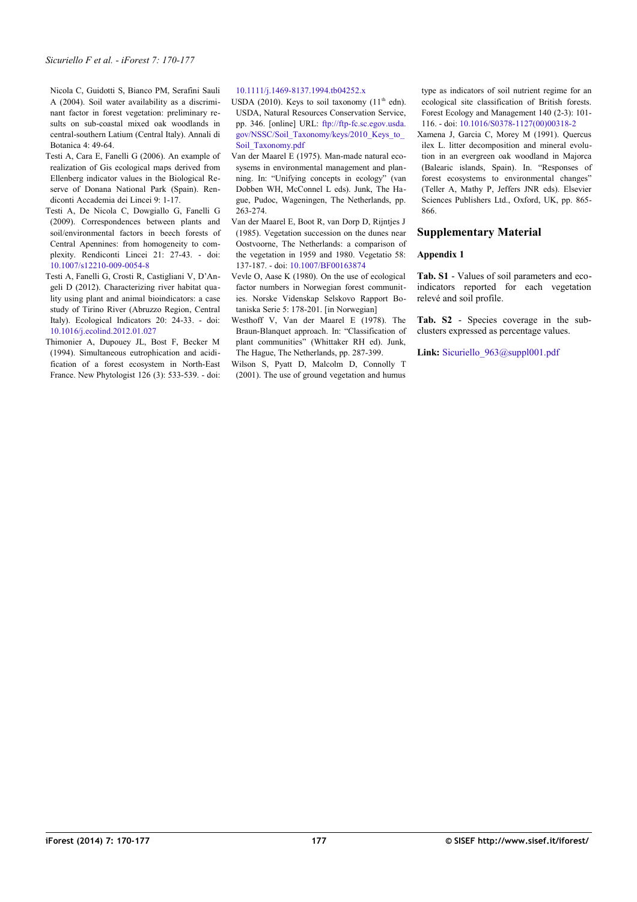Nicola C, Guidotti S, Bianco PM, Serafini Sauli A (2004). Soil water availability as a discriminant factor in forest vegetation: preliminary results on sub-coastal mixed oak woodlands in central-southern Latium (Central Italy). Annali di Botanica 4: 49-64.

Testi A, Cara E, Fanelli G (2006). An example of realization of Gis ecological maps derived from Ellenberg indicator values in the Biological Reserve of Donana National Park (Spain). Rendiconti Accademia dei Lincei 9: 1-17.

Testi A, De Nicola C, Dowgiallo G, Fanelli G (2009). Correspondences between plants and soil/environmental factors in beech forests of Central Apennines: from homogeneity to complexity. Rendiconti Lincei 21: 27-43. - doi: 10.1007/s12210-009-0054-8

Testi A, Fanelli G, Crosti R, Castigliani V, D'Angeli D (2012). Characterizing river habitat quality using plant and animal bioindicators: a case study of Tirino River (Abruzzo Region, Central Italy). Ecological Indicators 20: 24-33. - doi: 10.1016/j.ecolind.2012.01.027

Thimonier A, Dupouey JL, Bost F, Becker M (1994). Simultaneous eutrophication and acidification of a forest ecosystem in North-East France. New Phytologist 126 (3): 533-539. - doi: 10.1111/j.1469-8137.1994.tb04252.x

USDA (2010). Keys to soil taxonomy (11th edn). USDA, Natural Resources Conservation Service, pp. 346. [online] URL: ftp://ftp-fc.sc.egov.usda.gov/NSSC/Soil_Taxonomy/keys/2010_Keys_to_Soil_Taxonomy.pdf

Van der Maarel E (1975). Man-made natural ecosysems in environmental management and planning. In: "Unifying concepts in ecology" (van Dobben WH, McConnel L eds). Junk, The Hague, Pudoc, Wageningen, The Netherlands, pp. 263-274.

Van der Maarel E, Boot R, van Dorp D, Rijntjes J (1985). Vegetation succession on the dunes near Oostvoorne, The Netherlands: a comparison of the vegetation in 1959 and 1980. Vegetatio 58: 137-187. - doi: 10.1007/BF00163874

Vevle O, Aase K (1980). On the use of ecological factor numbers in Norwegian forest communities. Norske Videnskap Selskovo Rapport Botaniska Serie 5: 178-201. [in Norwegian]

Westhoff V, Van der Maarel E (1978). The Braun-Blanquet approach. In: "Classification of plant communities" (Whittaker RH ed). Junk, The Hague, The Netherlands, pp. 287-399.

Wilson S, Pyatt D, Malcolm D, Connolly T (2001). The use of ground vegetation and humus type as indicators of soil nutrient regime for an ecological site classification of British forests. Forest Ecology and Management 140 (2-3): 101-116. - doi: 10.1016/S0378-1127(00)00318-2

Xamena J, Garcia C, Morey M (1991). Quercus ilex L. litter decomposition and mineral evolution in an evergreen oak woodland in Majorca (Balearic islands, Spain). In: "Responses of forest ecosystems to environmental changes" (Teller A, Mathy P, Jeffers JNR eds). Elsevier Sciences Publishers Ltd., Oxford, UK, pp. 865-866.

## Supplementary Material

### Appendix 1

**Tab. S1** - Values of soil parameters and eco-indicators reported for each vegetation relevé and soil profile.

**Tab. S2** - Species coverage in the sub-clusters expressed as percentage values.

**Link:** Sicuriello_963@suppl001.pdf